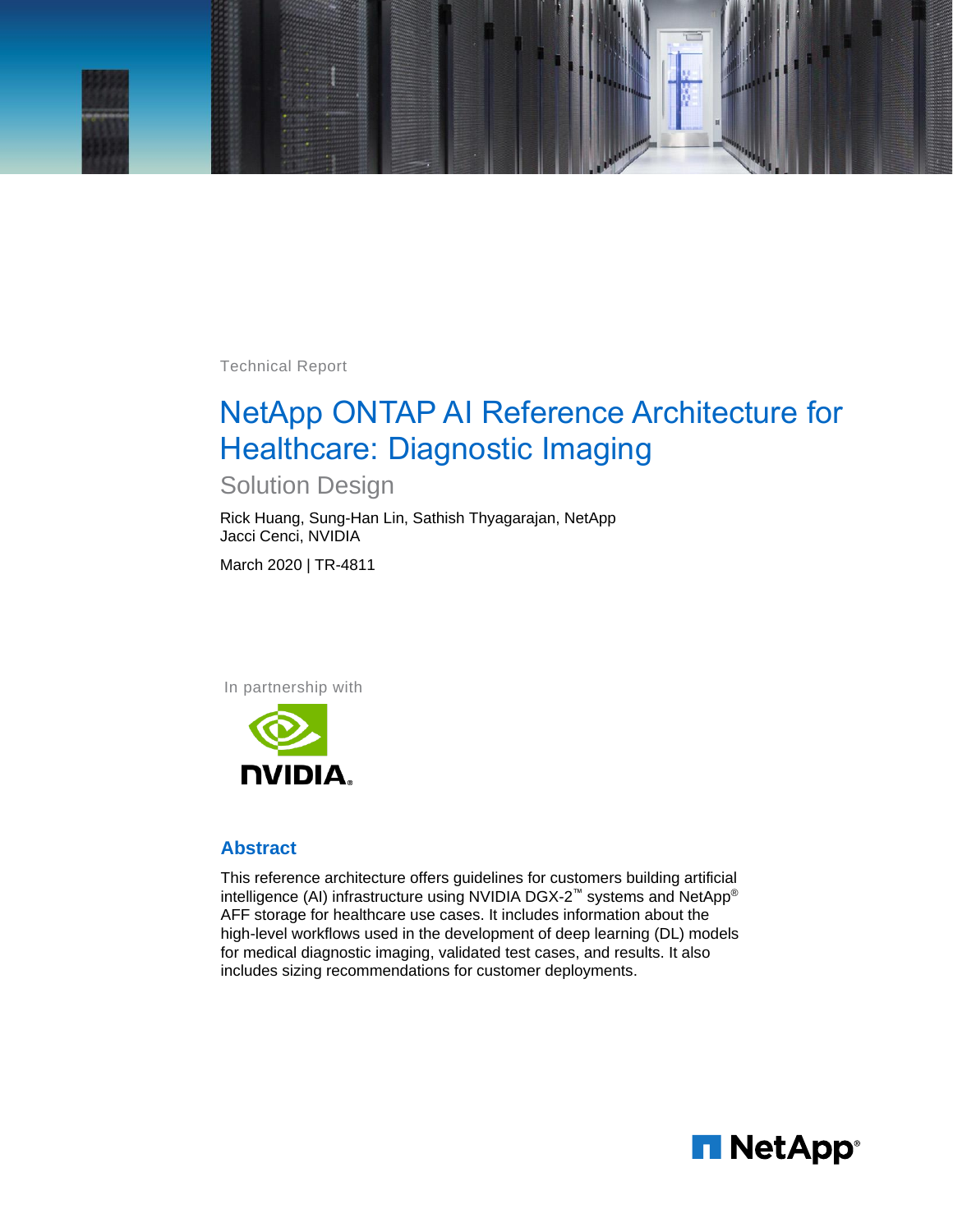Technical Report

# NetApp ONTAP AI Reference Architecture for Healthcare: Diagnostic Imaging

## Solution Design

Rick Huang, Sung-Han Lin, Sathish Thyagarajan, NetApp
Jacci Cenci, NVIDIA

March 2020 | TR-4811

In partnership with

NVIDIA

## Abstract

This reference architecture offers guidelines for customers building artificial intelligence (AI) infrastructure using NVIDIA DGX-2™ systems and NetApp® AFF storage for healthcare use cases. It includes information about the high-level workflows used in the development of deep learning (DL) models for medical diagnostic imaging, validated test cases, and results. It also includes sizing recommendations for customer deployments.

NetApp®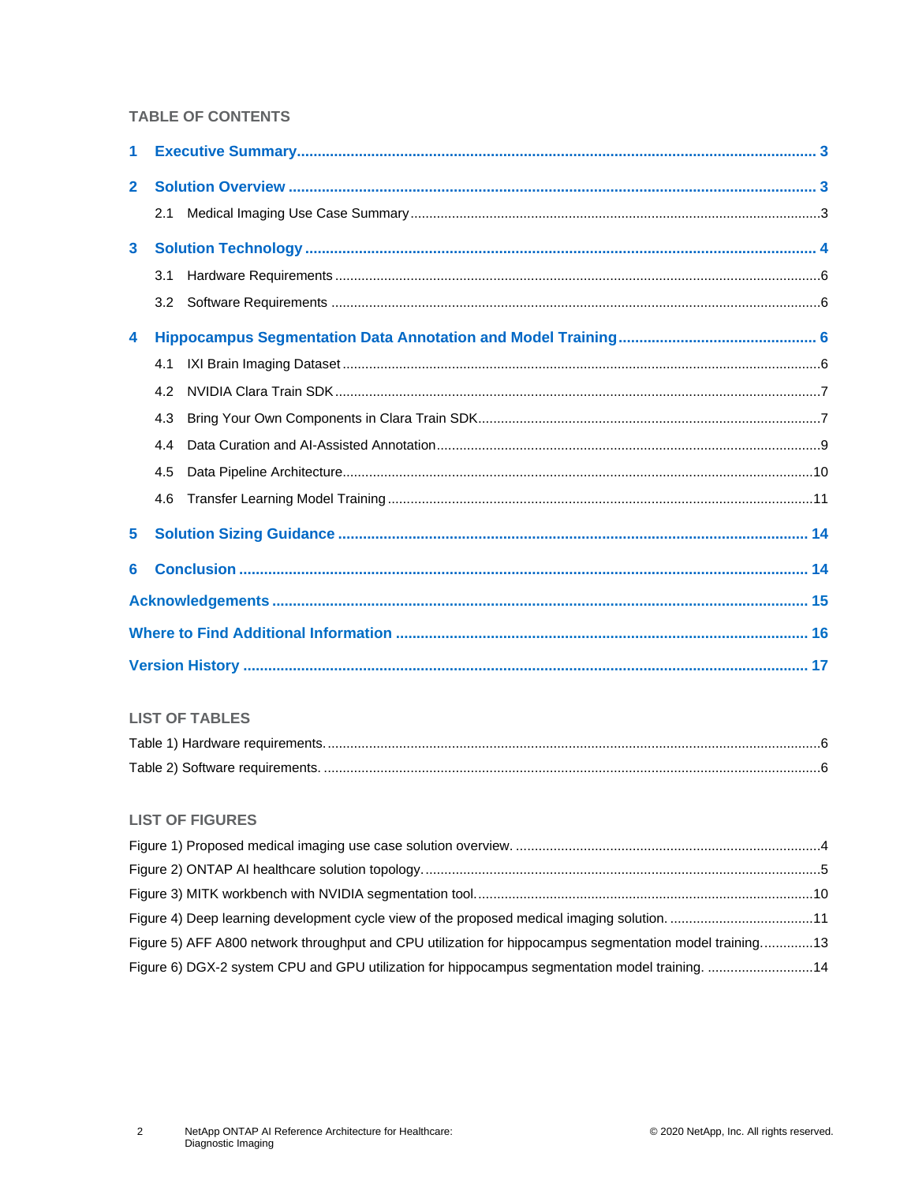## TABLE OF CONTENTS

**1 Executive Summary** ..... 3

**2 Solution Overview** ..... 3

- 2.1 Medical Imaging Use Case Summary ..... 3

**3 Solution Technology** ..... 4

- 3.1 Hardware Requirements ..... 6
- 3.2 Software Requirements ..... 6

**4 Hippocampus Segmentation Data Annotation and Model Training** ..... 6

- 4.1 IXI Brain Imaging Dataset ..... 6
- 4.2 NVIDIA Clara Train SDK ..... 7
- 4.3 Bring Your Own Components in Clara Train SDK ..... 7
- 4.4 Data Curation and AI-Assisted Annotation ..... 9
- 4.5 Data Pipeline Architecture ..... 10
- 4.6 Transfer Learning Model Training ..... 11

**5 Solution Sizing Guidance** ..... 14

**6 Conclusion** ..... 14

**Acknowledgements** ..... 15

**Where to Find Additional Information** ..... 16

**Version History** ..... 17

## LIST OF TABLES

Table 1) Hardware requirements. ..... 6

Table 2) Software requirements. ..... 6

## LIST OF FIGURES

Figure 1) Proposed medical imaging use case solution overview. ..... 4

Figure 2) ONTAP AI healthcare solution topology. ..... 5

Figure 3) MITK workbench with NVIDIA segmentation tool. ..... 10

Figure 4) Deep learning development cycle view of the proposed medical imaging solution. ..... 11

Figure 5) AFF A800 network throughput and CPU utilization for hippocampus segmentation model training. ..... 13

Figure 6) DGX-2 system CPU and GPU utilization for hippocampus segmentation model training. ..... 14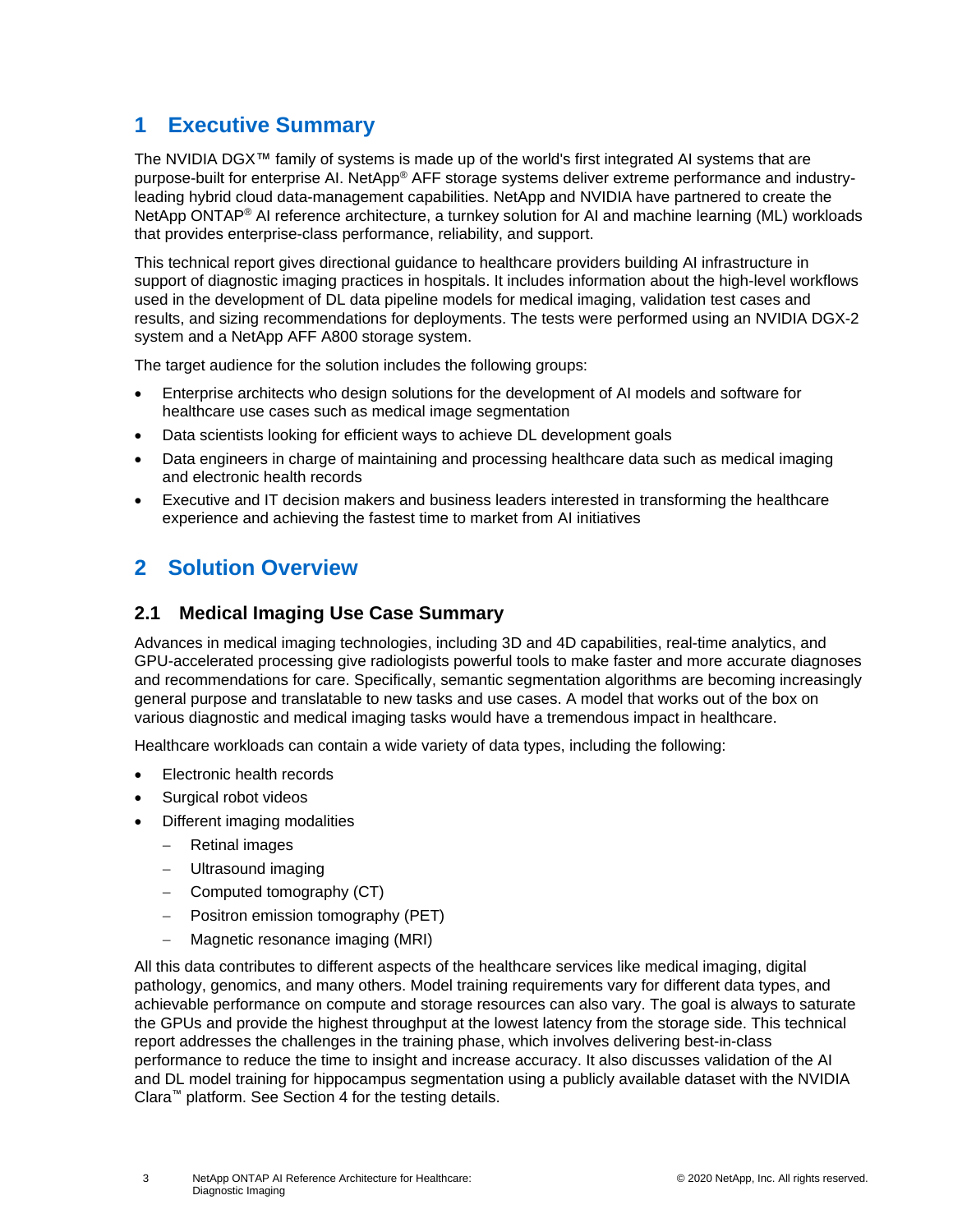# 1 Executive Summary

The NVIDIA DGX™ family of systems is made up of the world's first integrated AI systems that are purpose-built for enterprise AI. NetApp® AFF storage systems deliver extreme performance and industry-leading hybrid cloud data-management capabilities. NetApp and NVIDIA have partnered to create the NetApp ONTAP® AI reference architecture, a turnkey solution for AI and machine learning (ML) workloads that provides enterprise-class performance, reliability, and support.

This technical report gives directional guidance to healthcare providers building AI infrastructure in support of diagnostic imaging practices in hospitals. It includes information about the high-level workflows used in the development of DL data pipeline models for medical imaging, validation test cases and results, and sizing recommendations for deployments. The tests were performed using an NVIDIA DGX-2 system and a NetApp AFF A800 storage system.

The target audience for the solution includes the following groups:

- Enterprise architects who design solutions for the development of AI models and software for healthcare use cases such as medical image segmentation
- Data scientists looking for efficient ways to achieve DL development goals
- Data engineers in charge of maintaining and processing healthcare data such as medical imaging and electronic health records
- Executive and IT decision makers and business leaders interested in transforming the healthcare experience and achieving the fastest time to market from AI initiatives

# 2 Solution Overview

## 2.1 Medical Imaging Use Case Summary

Advances in medical imaging technologies, including 3D and 4D capabilities, real-time analytics, and GPU-accelerated processing give radiologists powerful tools to make faster and more accurate diagnoses and recommendations for care. Specifically, semantic segmentation algorithms are becoming increasingly general purpose and translatable to new tasks and use cases. A model that works out of the box on various diagnostic and medical imaging tasks would have a tremendous impact in healthcare.

Healthcare workloads can contain a wide variety of data types, including the following:

- Electronic health records
- Surgical robot videos
- Different imaging modalities
  - Retinal images
  - Ultrasound imaging
  - Computed tomography (CT)
  - Positron emission tomography (PET)
  - Magnetic resonance imaging (MRI)

All this data contributes to different aspects of the healthcare services like medical imaging, digital pathology, genomics, and many others. Model training requirements vary for different data types, and achievable performance on compute and storage resources can also vary. The goal is always to saturate the GPUs and provide the highest throughput at the lowest latency from the storage side. This technical report addresses the challenges in the training phase, which involves delivering best-in-class performance to reduce the time to insight and increase accuracy. It also discusses validation of the AI and DL model training for hippocampus segmentation using a publicly available dataset with the NVIDIA Clara™ platform. See Section 4 for the testing details.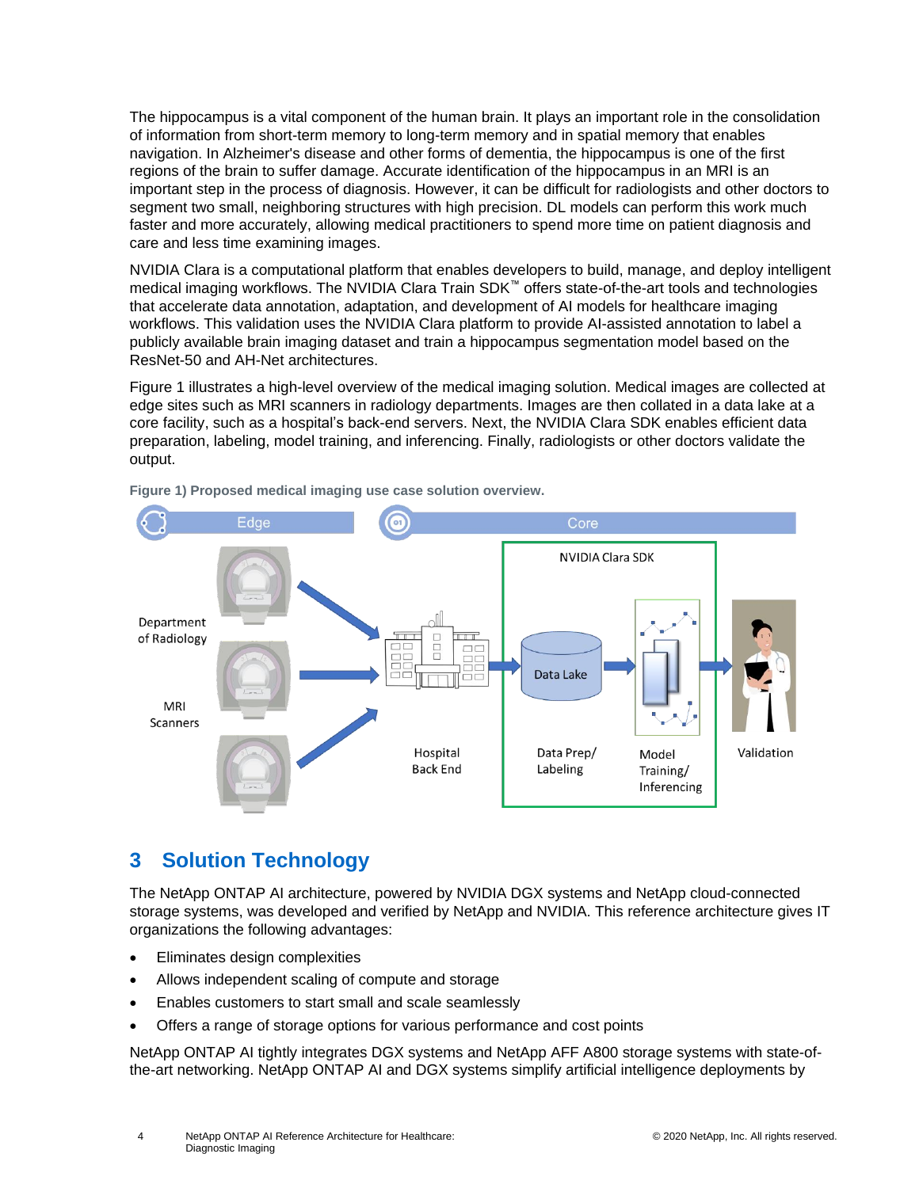The hippocampus is a vital component of the human brain. It plays an important role in the consolidation of information from short-term memory to long-term memory and in spatial memory that enables navigation. In Alzheimer's disease and other forms of dementia, the hippocampus is one of the first regions of the brain to suffer damage. Accurate identification of the hippocampus in an MRI is an important step in the process of diagnosis. However, it can be difficult for radiologists and other doctors to segment two small, neighboring structures with high precision. DL models can perform this work much faster and more accurately, allowing medical practitioners to spend more time on patient diagnosis and care and less time examining images.

NVIDIA Clara is a computational platform that enables developers to build, manage, and deploy intelligent medical imaging workflows. The NVIDIA Clara Train SDK™ offers state-of-the-art tools and technologies that accelerate data annotation, adaptation, and development of AI models for healthcare imaging workflows. This validation uses the NVIDIA Clara platform to provide AI-assisted annotation to label a publicly available brain imaging dataset and train a hippocampus segmentation model based on the ResNet-50 and AH-Net architectures.

Figure 1 illustrates a high-level overview of the medical imaging solution. Medical images are collected at edge sites such as MRI scanners in radiology departments. Images are then collated in a data lake at a core facility, such as a hospital's back-end servers. Next, the NVIDIA Clara SDK enables efficient data preparation, labeling, model training, and inferencing. Finally, radiologists or other doctors validate the output.

**Figure 1) Proposed medical imaging use case solution overview.**

# 3 Solution Technology

The NetApp ONTAP AI architecture, powered by NVIDIA DGX systems and NetApp cloud-connected storage systems, was developed and verified by NetApp and NVIDIA. This reference architecture gives IT organizations the following advantages:

- Eliminates design complexities
- Allows independent scaling of compute and storage
- Enables customers to start small and scale seamlessly
- Offers a range of storage options for various performance and cost points

NetApp ONTAP AI tightly integrates DGX systems and NetApp AFF A800 storage systems with state-of-the-art networking. NetApp ONTAP AI and DGX systems simplify artificial intelligence deployments by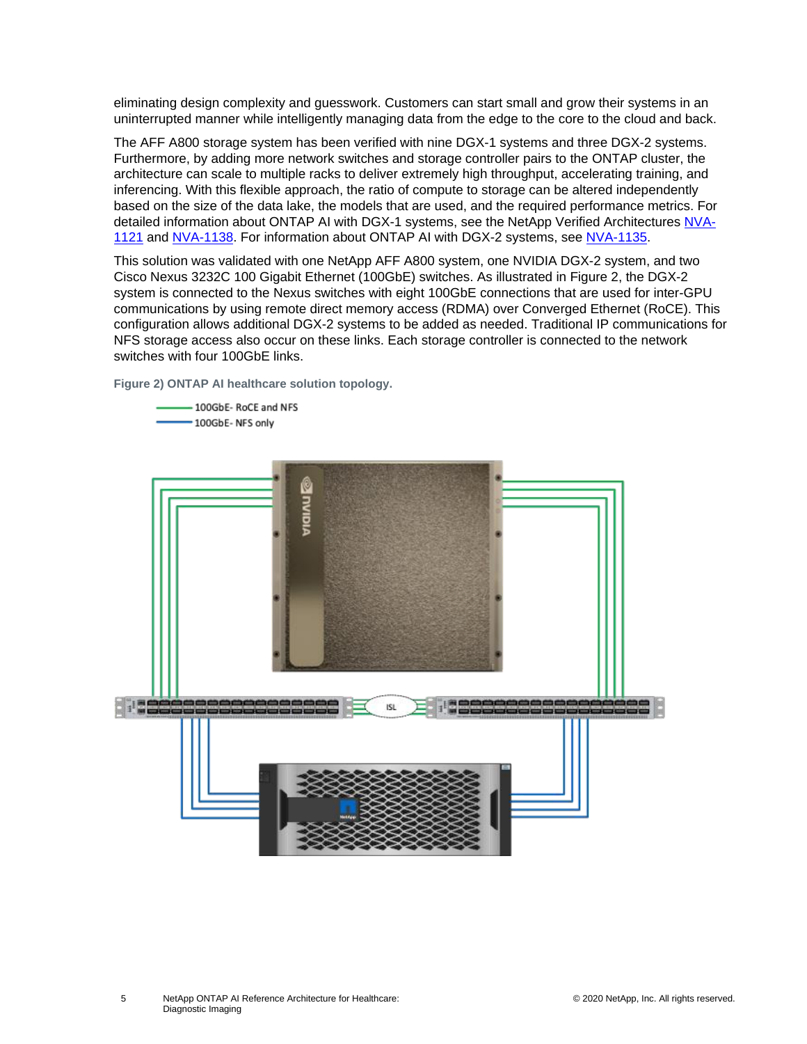eliminating design complexity and guesswork. Customers can start small and grow their systems in an uninterrupted manner while intelligently managing data from the edge to the core to the cloud and back.

The AFF A800 storage system has been verified with nine DGX-1 systems and three DGX-2 systems. Furthermore, by adding more network switches and storage controller pairs to the ONTAP cluster, the architecture can scale to multiple racks to deliver extremely high throughput, accelerating training, and inferencing. With this flexible approach, the ratio of compute to storage can be altered independently based on the size of the data lake, the models that are used, and the required performance metrics. For detailed information about ONTAP AI with DGX-1 systems, see the NetApp Verified Architectures NVA-1121 and NVA-1138. For information about ONTAP AI with DGX-2 systems, see NVA-1135.

This solution was validated with one NetApp AFF A800 system, one NVIDIA DGX-2 system, and two Cisco Nexus 3232C 100 Gigabit Ethernet (100GbE) switches. As illustrated in Figure 2, the DGX-2 system is connected to the Nexus switches with eight 100GbE connections that are used for inter-GPU communications by using remote direct memory access (RDMA) over Converged Ethernet (RoCE). This configuration allows additional DGX-2 systems to be added as needed. Traditional IP communications for NFS storage access also occur on these links. Each storage controller is connected to the network switches with four 100GbE links.

**Figure 2) ONTAP AI healthcare solution topology.**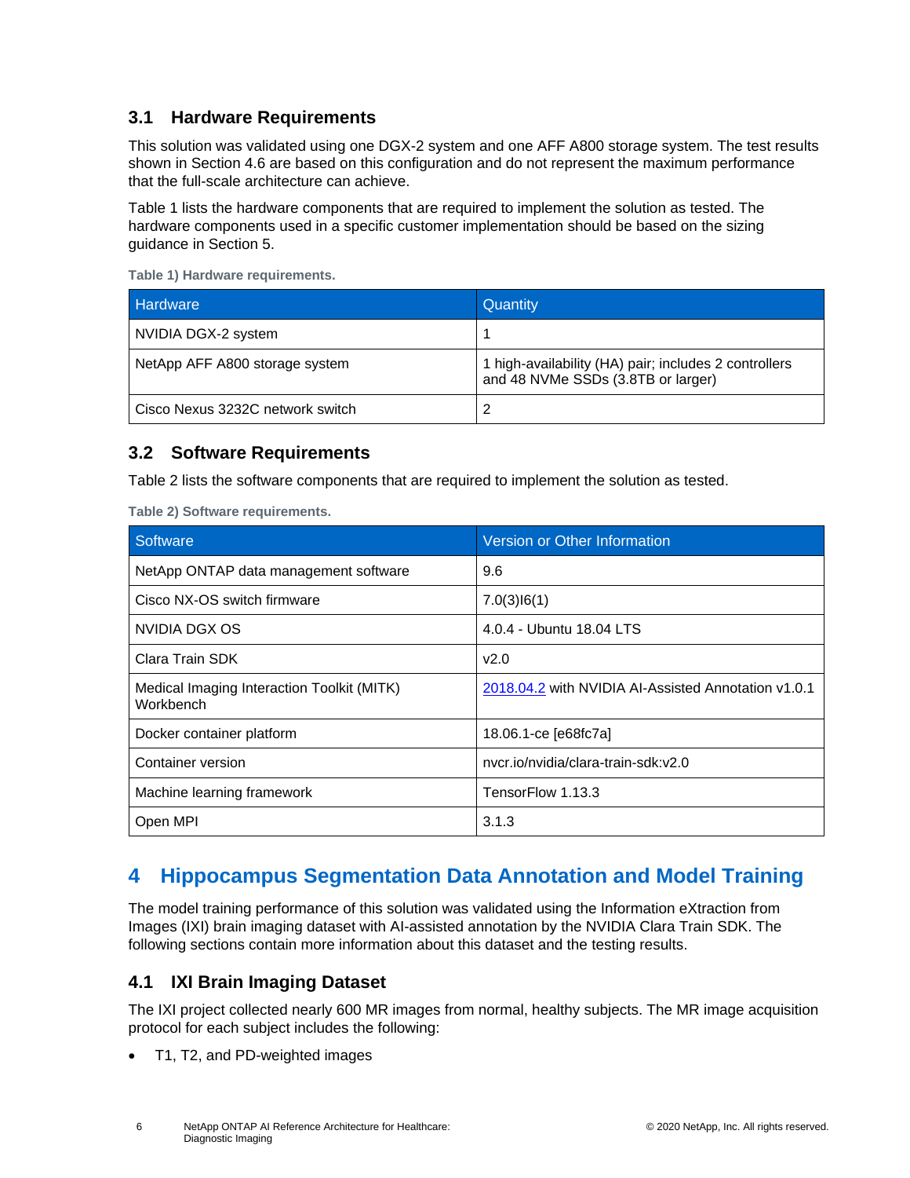### 3.1 Hardware Requirements

This solution was validated using one DGX-2 system and one AFF A800 storage system. The test results shown in Section 4.6 are based on this configuration and do not represent the maximum performance that the full-scale architecture can achieve.

Table 1 lists the hardware components that are required to implement the solution as tested. The hardware components used in a specific customer implementation should be based on the sizing guidance in Section 5.

**Table 1) Hardware requirements.**

| Hardware | Quantity |
| --- | --- |
| NVIDIA DGX-2 system | 1 |
| NetApp AFF A800 storage system | 1 high-availability (HA) pair; includes 2 controllers and 48 NVMe SSDs (3.8TB or larger) |
| Cisco Nexus 3232C network switch | 2 |

### 3.2 Software Requirements

Table 2 lists the software components that are required to implement the solution as tested.

**Table 2) Software requirements.**

| Software | Version or Other Information |
| --- | --- |
| NetApp ONTAP data management software | 9.6 |
| Cisco NX-OS switch firmware | 7.0(3)I6(1) |
| NVIDIA DGX OS | 4.0.4 - Ubuntu 18.04 LTS |
| Clara Train SDK | v2.0 |
| Medical Imaging Interaction Toolkit (MITK) Workbench | 2018.04.2 with NVIDIA AI-Assisted Annotation v1.0.1 |
| Docker container platform | 18.06.1-ce [e68fc7a] |
| Container version | nvcr.io/nvidia/clara-train-sdk:v2.0 |
| Machine learning framework | TensorFlow 1.13.3 |
| Open MPI | 3.1.3 |

## 4 Hippocampus Segmentation Data Annotation and Model Training

The model training performance of this solution was validated using the Information eXtraction from Images (IXI) brain imaging dataset with AI-assisted annotation by the NVIDIA Clara Train SDK. The following sections contain more information about this dataset and the testing results.

### 4.1 IXI Brain Imaging Dataset

The IXI project collected nearly 600 MR images from normal, healthy subjects. The MR image acquisition protocol for each subject includes the following:

- T1, T2, and PD-weighted images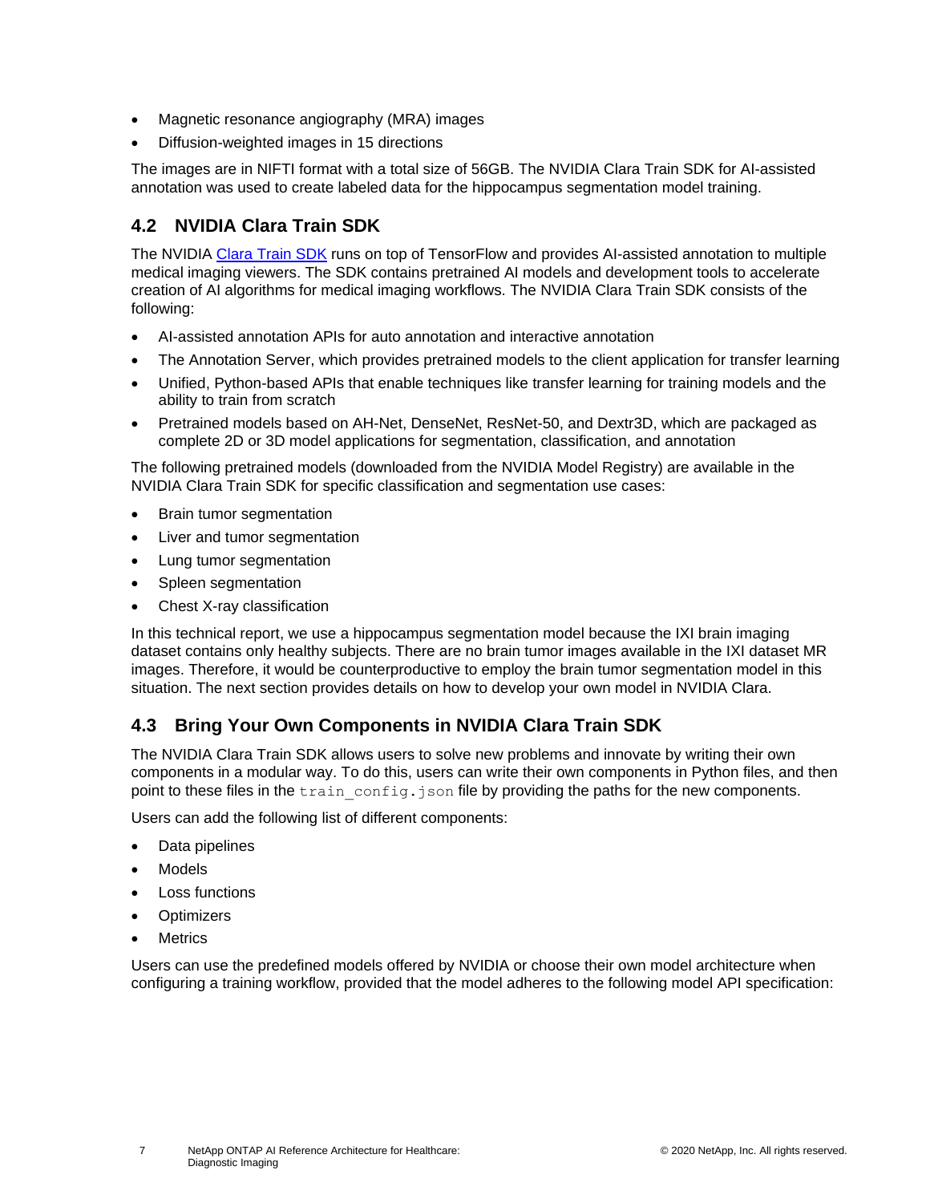- Magnetic resonance angiography (MRA) images
- Diffusion-weighted images in 15 directions

The images are in NIFTI format with a total size of 56GB. The NVIDIA Clara Train SDK for AI-assisted annotation was used to create labeled data for the hippocampus segmentation model training.

## 4.2 NVIDIA Clara Train SDK

The NVIDIA Clara Train SDK runs on top of TensorFlow and provides AI-assisted annotation to multiple medical imaging viewers. The SDK contains pretrained AI models and development tools to accelerate creation of AI algorithms for medical imaging workflows. The NVIDIA Clara Train SDK consists of the following:

- AI-assisted annotation APIs for auto annotation and interactive annotation
- The Annotation Server, which provides pretrained models to the client application for transfer learning
- Unified, Python-based APIs that enable techniques like transfer learning for training models and the ability to train from scratch
- Pretrained models based on AH-Net, DenseNet, ResNet-50, and Dextr3D, which are packaged as complete 2D or 3D model applications for segmentation, classification, and annotation

The following pretrained models (downloaded from the NVIDIA Model Registry) are available in the NVIDIA Clara Train SDK for specific classification and segmentation use cases:

- Brain tumor segmentation
- Liver and tumor segmentation
- Lung tumor segmentation
- Spleen segmentation
- Chest X-ray classification

In this technical report, we use a hippocampus segmentation model because the IXI brain imaging dataset contains only healthy subjects. There are no brain tumor images available in the IXI dataset MR images. Therefore, it would be counterproductive to employ the brain tumor segmentation model in this situation. The next section provides details on how to develop your own model in NVIDIA Clara.

## 4.3 Bring Your Own Components in NVIDIA Clara Train SDK

The NVIDIA Clara Train SDK allows users to solve new problems and innovate by writing their own components in a modular way. To do this, users can write their own components in Python files, and then point to these files in the `train_config.json` file by providing the paths for the new components.

Users can add the following list of different components:

- Data pipelines
- Models
- Loss functions
- Optimizers
- Metrics

Users can use the predefined models offered by NVIDIA or choose their own model architecture when configuring a training workflow, provided that the model adheres to the following model API specification: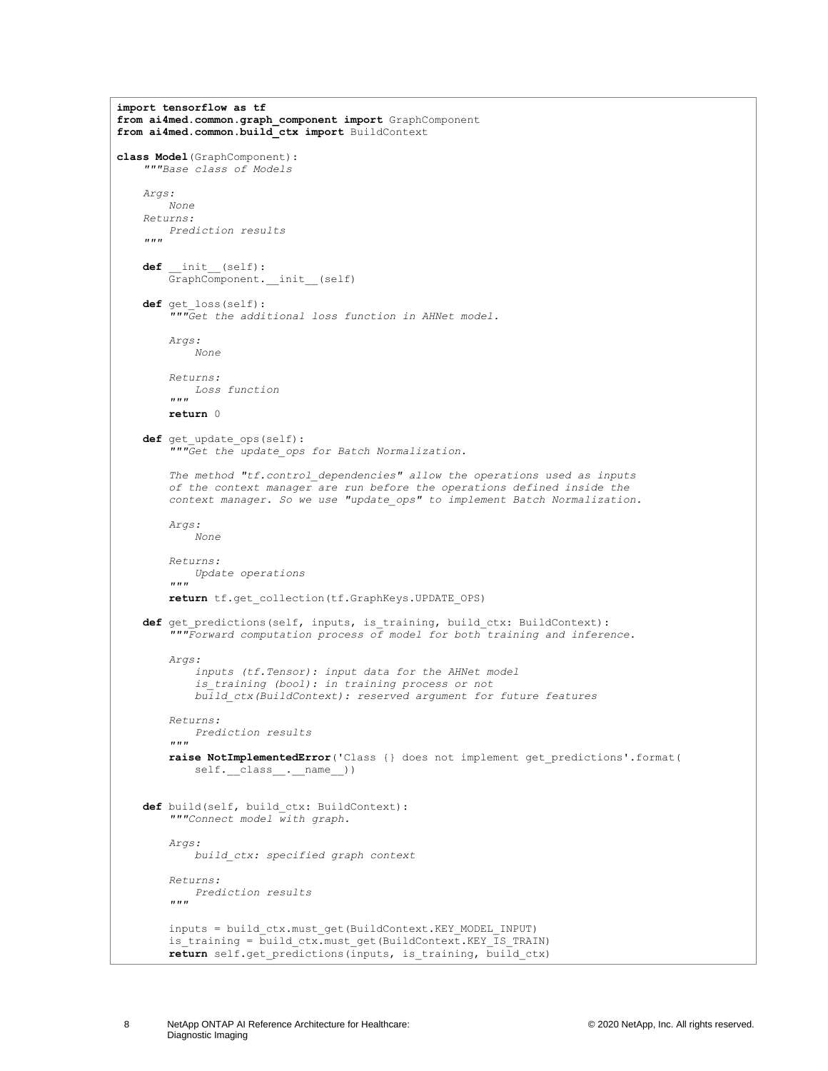```python
import tensorflow as tf
from ai4med.common.graph_component import GraphComponent
from ai4med.common.build_ctx import BuildContext

class Model(GraphComponent):
    """Base class of Models

    Args:
        None
    Returns:
        Prediction results
    """

    def __init__(self):
        GraphComponent.__init__(self)

    def get_loss(self):
        """Get the additional loss function in AHNet model.

        Args:
            None

        Returns:
            Loss function
        """
        return 0

    def get_update_ops(self):
        """Get the update_ops for Batch Normalization.

        The method "tf.control_dependencies" allow the operations used as inputs
        of the context manager are run before the operations defined inside the
        context manager. So we use "update_ops" to implement Batch Normalization.

        Args:
            None

        Returns:
            Update operations
        """
        return tf.get_collection(tf.GraphKeys.UPDATE_OPS)

    def get_predictions(self, inputs, is_training, build_ctx: BuildContext):
        """Forward computation process of model for both training and inference.

        Args:
            inputs (tf.Tensor): input data for the AHNet model
            is_training (bool): in training process or not
            build_ctx(BuildContext): reserved argument for future features

        Returns:
            Prediction results
        """
        raise NotImplementedError('Class {} does not implement get_predictions'.format(
            self.__class__.__name__))


    def build(self, build_ctx: BuildContext):
        """Connect model with graph.

        Args:
            build_ctx: specified graph context

        Returns:
            Prediction results
        """

        inputs = build_ctx.must_get(BuildContext.KEY_MODEL_INPUT)
        is_training = build_ctx.must_get(BuildContext.KEY_IS_TRAIN)
        return self.get_predictions(inputs, is_training, build_ctx)
```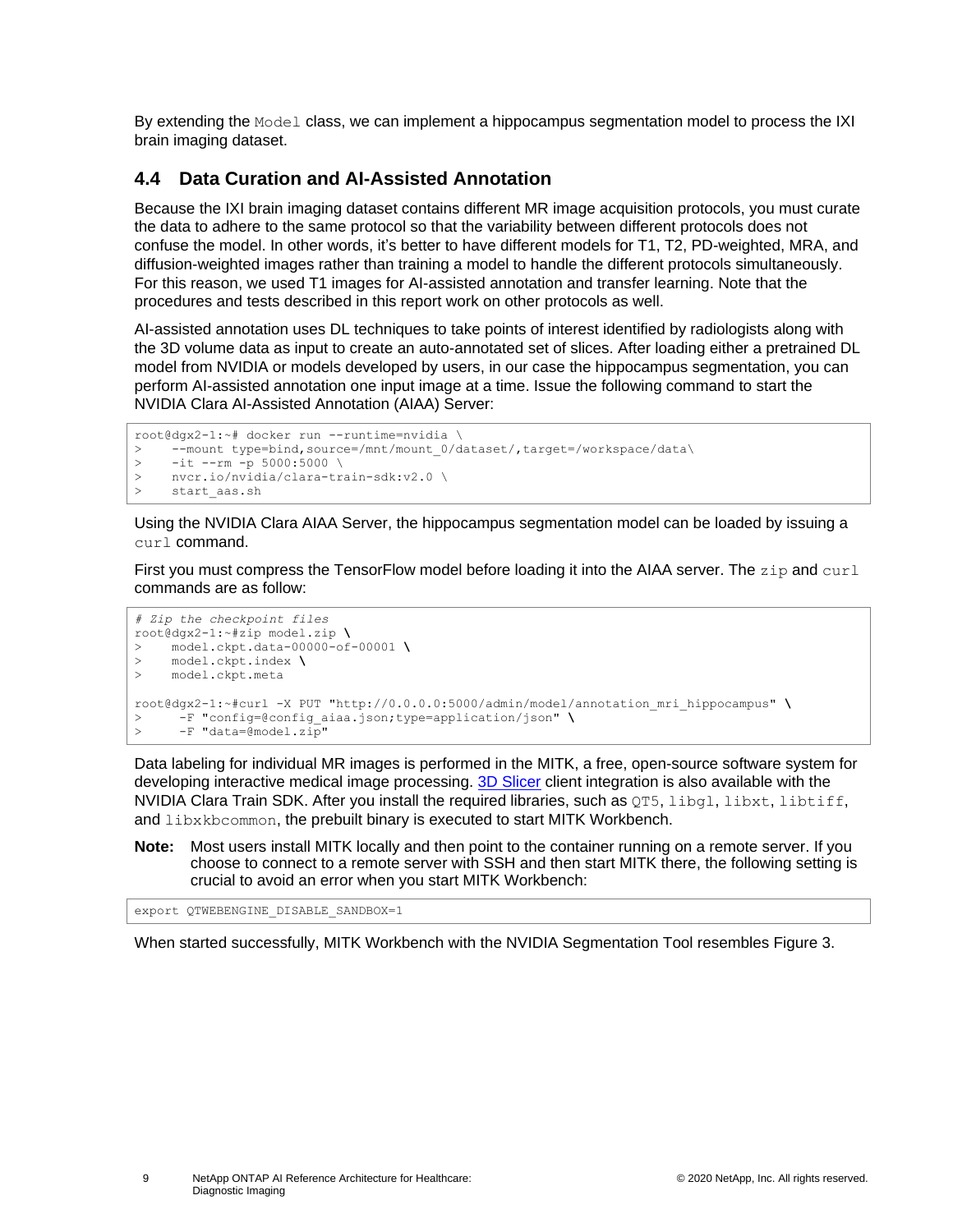By extending the `Model` class, we can implement a hippocampus segmentation model to process the IXI brain imaging dataset.

## 4.4 Data Curation and AI-Assisted Annotation

Because the IXI brain imaging dataset contains different MR image acquisition protocols, you must curate the data to adhere to the same protocol so that the variability between different protocols does not confuse the model. In other words, it's better to have different models for T1, T2, PD-weighted, MRA, and diffusion-weighted images rather than training a model to handle the different protocols simultaneously. For this reason, we used T1 images for AI-assisted annotation and transfer learning. Note that the procedures and tests described in this report work on other protocols as well.

AI-assisted annotation uses DL techniques to take points of interest identified by radiologists along with the 3D volume data as input to create an auto-annotated set of slices. After loading either a pretrained DL model from NVIDIA or models developed by users, in our case the hippocampus segmentation, you can perform AI-assisted annotation one input image at a time. Issue the following command to start the NVIDIA Clara AI-Assisted Annotation (AIAA) Server:

```
root@dgx2-1:~# docker run --runtime=nvidia \
>     --mount type=bind,source=/mnt/mount_0/dataset/,target=/workspace/data\
>     -it --rm -p 5000:5000 \
>     nvcr.io/nvidia/clara-train-sdk:v2.0 \
>     start_aas.sh
```

Using the NVIDIA Clara AIAA Server, the hippocampus segmentation model can be loaded by issuing a `curl` command.

First you must compress the TensorFlow model before loading it into the AIAA server. The `zip` and `curl` commands are as follow:

```
# Zip the checkpoint files
root@dgx2-1:~#zip model.zip \
>     model.ckpt.data-00000-of-00001 \
>     model.ckpt.index \
>     model.ckpt.meta

root@dgx2-1:~#curl -X PUT "http://0.0.0.0:5000/admin/model/annotation_mri_hippocampus" \
>      -F "config=@config_aiaa.json;type=application/json" \
>      -F "data=@model.zip"
```

Data labeling for individual MR images is performed in the MITK, a free, open-source software system for developing interactive medical image processing. [3D Slicer](#) client integration is also available with the NVIDIA Clara Train SDK. After you install the required libraries, such as `QT5`, `libgl`, `libxt`, `libtiff`, and `libxkbcommon`, the prebuilt binary is executed to start MITK Workbench.

**Note:** Most users install MITK locally and then point to the container running on a remote server. If you choose to connect to a remote server with SSH and then start MITK there, the following setting is crucial to avoid an error when you start MITK Workbench:

```
export QTWEBENGINE_DISABLE_SANDBOX=1
```

When started successfully, MITK Workbench with the NVIDIA Segmentation Tool resembles Figure 3.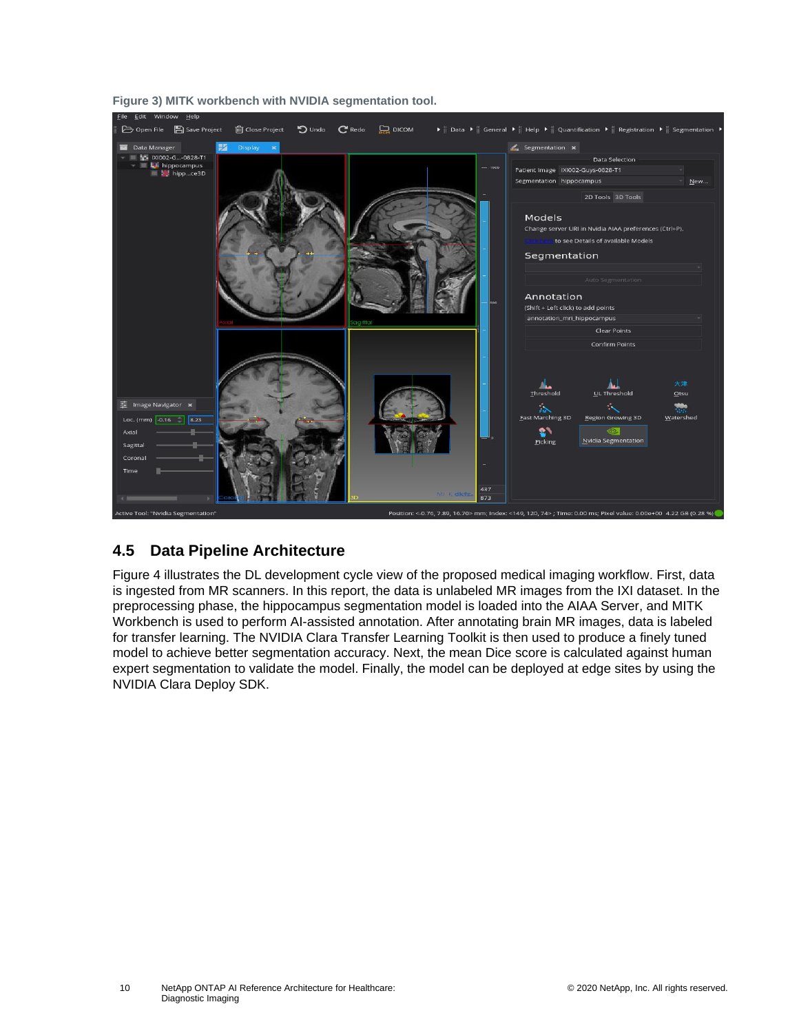**Figure 3) MITK workbench with NVIDIA segmentation tool.**

## 4.5 Data Pipeline Architecture

Figure 4 illustrates the DL development cycle view of the proposed medical imaging workflow. First, data is ingested from MR scanners. In this report, the data is unlabeled MR images from the IXI dataset. In the preprocessing phase, the hippocampus segmentation model is loaded into the AIAA Server, and MITK Workbench is used to perform AI-assisted annotation. After annotating brain MR images, data is labeled for transfer learning. The NVIDIA Clara Transfer Learning Toolkit is then used to produce a finely tuned model to achieve better segmentation accuracy. Next, the mean Dice score is calculated against human expert segmentation to validate the model. Finally, the model can be deployed at edge sites by using the NVIDIA Clara Deploy SDK.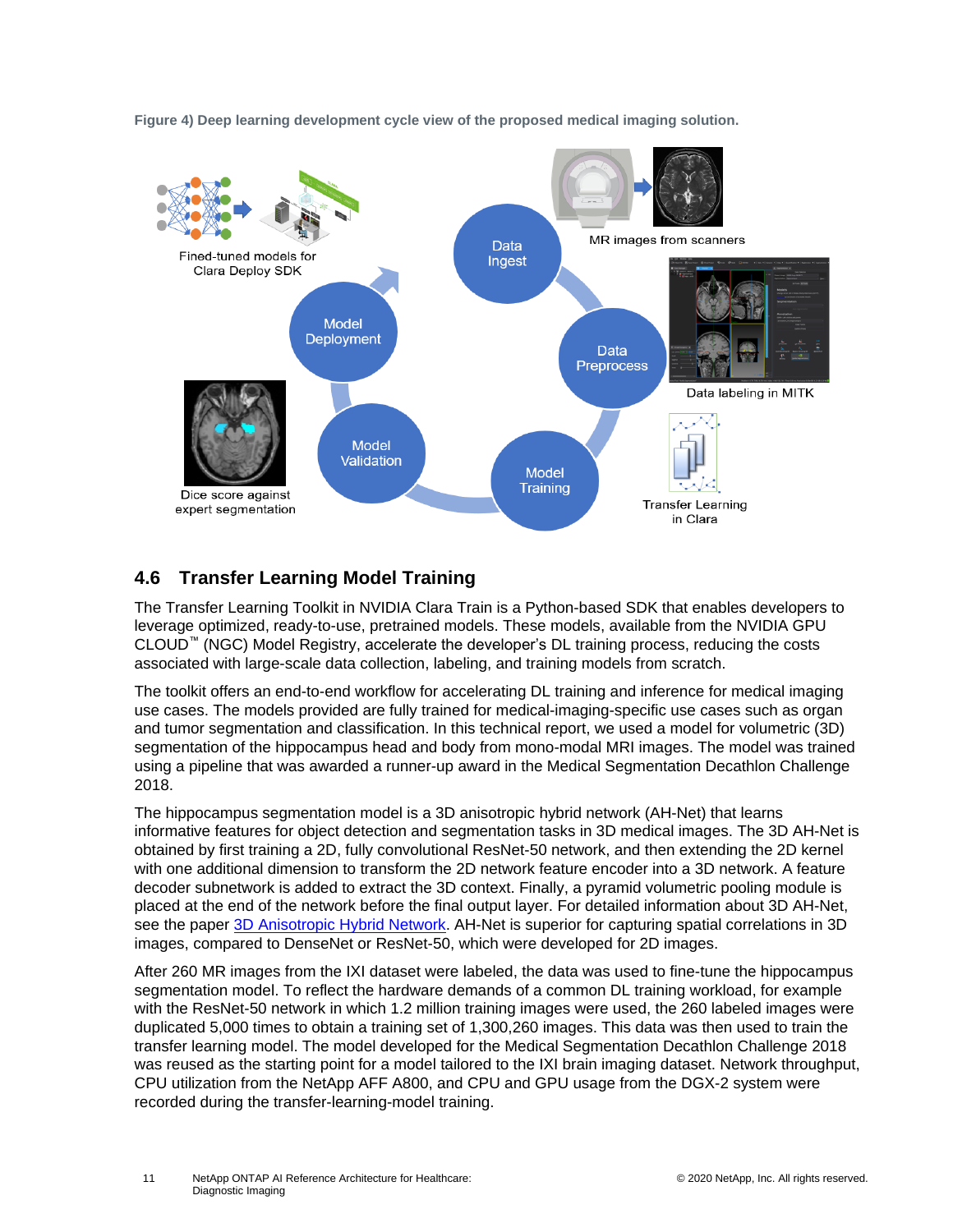**Figure 4) Deep learning development cycle view of the proposed medical imaging solution.**

## 4.6 Transfer Learning Model Training

The Transfer Learning Toolkit in NVIDIA Clara Train is a Python-based SDK that enables developers to leverage optimized, ready-to-use, pretrained models. These models, available from the NVIDIA GPU CLOUD™ (NGC) Model Registry, accelerate the developer's DL training process, reducing the costs associated with large-scale data collection, labeling, and training models from scratch.

The toolkit offers an end-to-end workflow for accelerating DL training and inference for medical imaging use cases. The models provided are fully trained for medical-imaging-specific use cases such as organ and tumor segmentation and classification. In this technical report, we used a model for volumetric (3D) segmentation of the hippocampus head and body from mono-modal MRI images. The model was trained using a pipeline that was awarded a runner-up award in the Medical Segmentation Decathlon Challenge 2018.

The hippocampus segmentation model is a 3D anisotropic hybrid network (AH-Net) that learns informative features for object detection and segmentation tasks in 3D medical images. The 3D AH-Net is obtained by first training a 2D, fully convolutional ResNet-50 network, and then extending the 2D kernel with one additional dimension to transform the 2D network feature encoder into a 3D network. A feature decoder subnetwork is added to extract the 3D context. Finally, a pyramid volumetric pooling module is placed at the end of the network before the final output layer. For detailed information about 3D AH-Net, see the paper 3D Anisotropic Hybrid Network. AH-Net is superior for capturing spatial correlations in 3D images, compared to DenseNet or ResNet-50, which were developed for 2D images.

After 260 MR images from the IXI dataset were labeled, the data was used to fine-tune the hippocampus segmentation model. To reflect the hardware demands of a common DL training workload, for example with the ResNet-50 network in which 1.2 million training images were used, the 260 labeled images were duplicated 5,000 times to obtain a training set of 1,300,260 images. This data was then used to train the transfer learning model. The model developed for the Medical Segmentation Decathlon Challenge 2018 was reused as the starting point for a model tailored to the IXI brain imaging dataset. Network throughput, CPU utilization from the NetApp AFF A800, and CPU and GPU usage from the DGX-2 system were recorded during the transfer-learning-model training.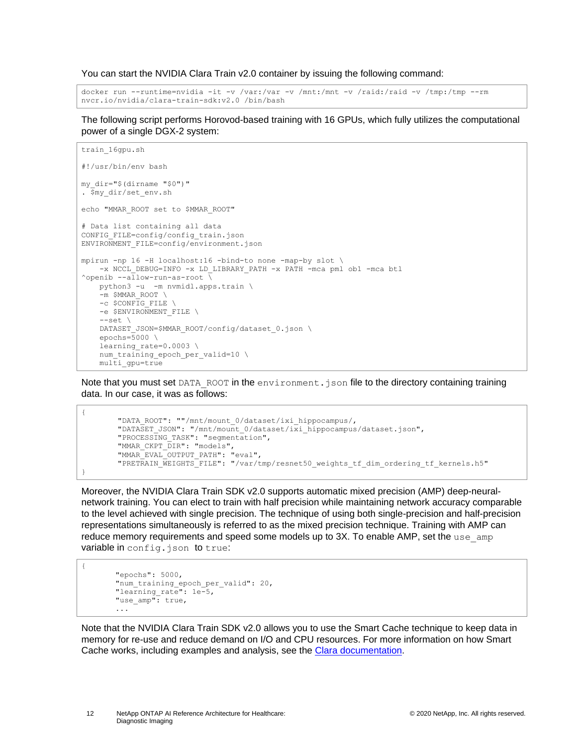You can start the NVIDIA Clara Train v2.0 container by issuing the following command:

```
docker run --runtime=nvidia -it -v /var:/var -v /mnt:/mnt -v /raid:/raid -v /tmp:/tmp --rm
nvcr.io/nvidia/clara-train-sdk:v2.0 /bin/bash
```

The following script performs Horovod-based training with 16 GPUs, which fully utilizes the computational power of a single DGX-2 system:

```
train_16gpu.sh

#!/usr/bin/env bash

my_dir="$(dirname "$0")"
. $my_dir/set_env.sh

echo "MMAR_ROOT set to $MMAR_ROOT"

# Data list containing all data
CONFIG_FILE=config/config_train.json
ENVIRONMENT_FILE=config/environment.json

mpirun -np 16 -H localhost:16 -bind-to none -map-by slot \
    -x NCCL_DEBUG=INFO -x LD_LIBRARY_PATH -x PATH -mca pml ob1 -mca btl
^openib --allow-run-as-root \
    python3 -u  -m nvmidl.apps.train \
    -m $MMAR_ROOT \
    -c $CONFIG_FILE \
    -e $ENVIRONMENT_FILE \
    --set \
    DATASET_JSON=$MMAR_ROOT/config/dataset_0.json \
    epochs=5000 \
    learning_rate=0.0003 \
    num_training_epoch_per_valid=10 \
    multi_gpu=true
```

Note that you must set `DATA_ROOT` in the `environment.json` file to the directory containing training data. In our case, it was as follows:

```
{
        "DATA_ROOT": ""/mnt/mount_0/dataset/ixi_hippocampus/,
        "DATASET_JSON": "/mnt/mount_0/dataset/ixi_hippocampus/dataset.json",
        "PROCESSING_TASK": "segmentation",
        "MMAR_CKPT_DIR": "models",
        "MMAR_EVAL_OUTPUT_PATH": "eval",
        "PRETRAIN_WEIGHTS_FILE": "/var/tmp/resnet50_weights_tf_dim_ordering_tf_kernels.h5"
}
```

Moreover, the NVIDIA Clara Train SDK v2.0 supports automatic mixed precision (AMP) deep-neural-network training. You can elect to train with half precision while maintaining network accuracy comparable to the level achieved with single precision. The technique of using both single-precision and half-precision representations simultaneously is referred to as the mixed precision technique. Training with AMP can reduce memory requirements and speed some models up to 3X. To enable AMP, set the `use_amp` variable in `config.json` to `true`:

```
{
       "epochs": 5000,
       "num_training_epoch_per_valid": 20,
       "learning_rate": 1e-5,
       "use_amp": true,
       ...
```

Note that the NVIDIA Clara Train SDK v2.0 allows you to use the Smart Cache technique to keep data in memory for re-use and reduce demand on I/O and CPU resources. For more information on how Smart Cache works, including examples and analysis, see the Clara documentation.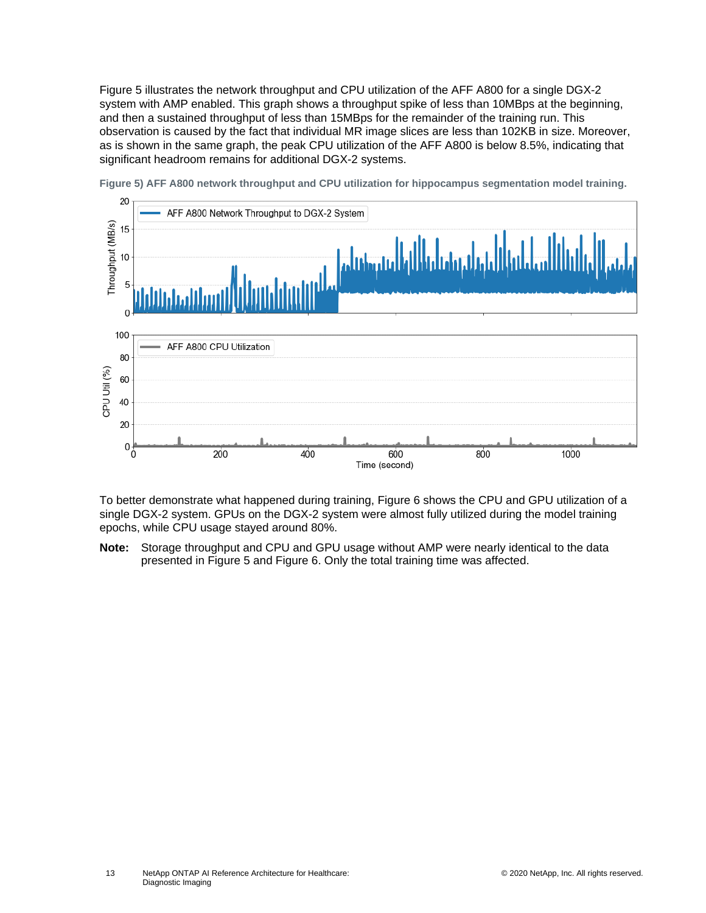Figure 5 illustrates the network throughput and CPU utilization of the AFF A800 for a single DGX-2 system with AMP enabled. This graph shows a throughput spike of less than 10MBps at the beginning, and then a sustained throughput of less than 15MBps for the remainder of the training run. This observation is caused by the fact that individual MR image slices are less than 102KB in size. Moreover, as is shown in the same graph, the peak CPU utilization of the AFF A800 is below 8.5%, indicating that significant headroom remains for additional DGX-2 systems.

**Figure 5) AFF A800 network throughput and CPU utilization for hippocampus segmentation model training.**

To better demonstrate what happened during training, Figure 6 shows the CPU and GPU utilization of a single DGX-2 system. GPUs on the DGX-2 system were almost fully utilized during the model training epochs, while CPU usage stayed around 80%.

**Note:** Storage throughput and CPU and GPU usage without AMP were nearly identical to the data presented in Figure 5 and Figure 6. Only the total training time was affected.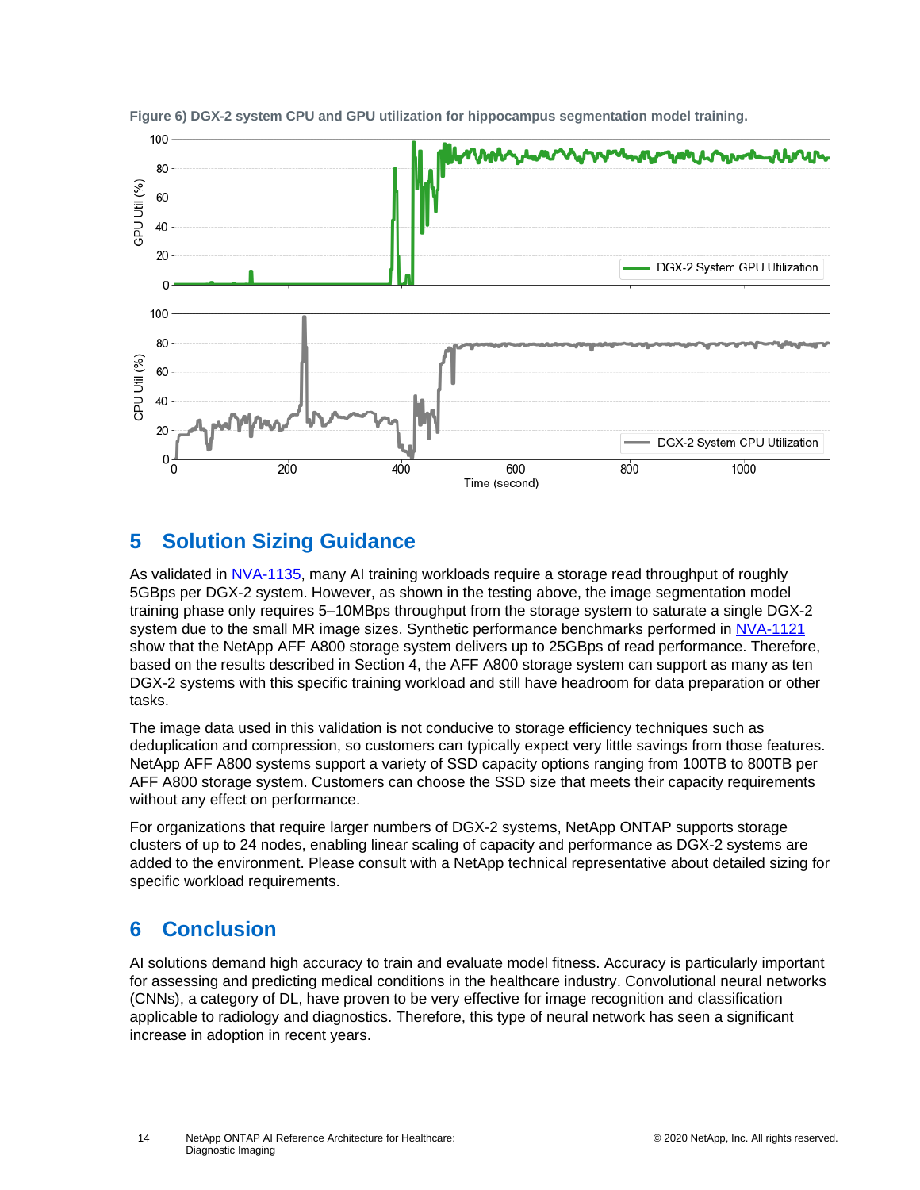**Figure 6) DGX-2 system CPU and GPU utilization for hippocampus segmentation model training.**

## 5 Solution Sizing Guidance

As validated in NVA-1135, many AI training workloads require a storage read throughput of roughly 5GBps per DGX-2 system. However, as shown in the testing above, the image segmentation model training phase only requires 5–10MBps throughput from the storage system to saturate a single DGX-2 system due to the small MR image sizes. Synthetic performance benchmarks performed in NVA-1121 show that the NetApp AFF A800 storage system delivers up to 25GBps of read performance. Therefore, based on the results described in Section 4, the AFF A800 storage system can support as many as ten DGX-2 systems with this specific training workload and still have headroom for data preparation or other tasks.

The image data used in this validation is not conducive to storage efficiency techniques such as deduplication and compression, so customers can typically expect very little savings from those features. NetApp AFF A800 systems support a variety of SSD capacity options ranging from 100TB to 800TB per AFF A800 storage system. Customers can choose the SSD size that meets their capacity requirements without any effect on performance.

For organizations that require larger numbers of DGX-2 systems, NetApp ONTAP supports storage clusters of up to 24 nodes, enabling linear scaling of capacity and performance as DGX-2 systems are added to the environment. Please consult with a NetApp technical representative about detailed sizing for specific workload requirements.

## 6 Conclusion

AI solutions demand high accuracy to train and evaluate model fitness. Accuracy is particularly important for assessing and predicting medical conditions in the healthcare industry. Convolutional neural networks (CNNs), a category of DL, have proven to be very effective for image recognition and classification applicable to radiology and diagnostics. Therefore, this type of neural network has seen a significant increase in adoption in recent years.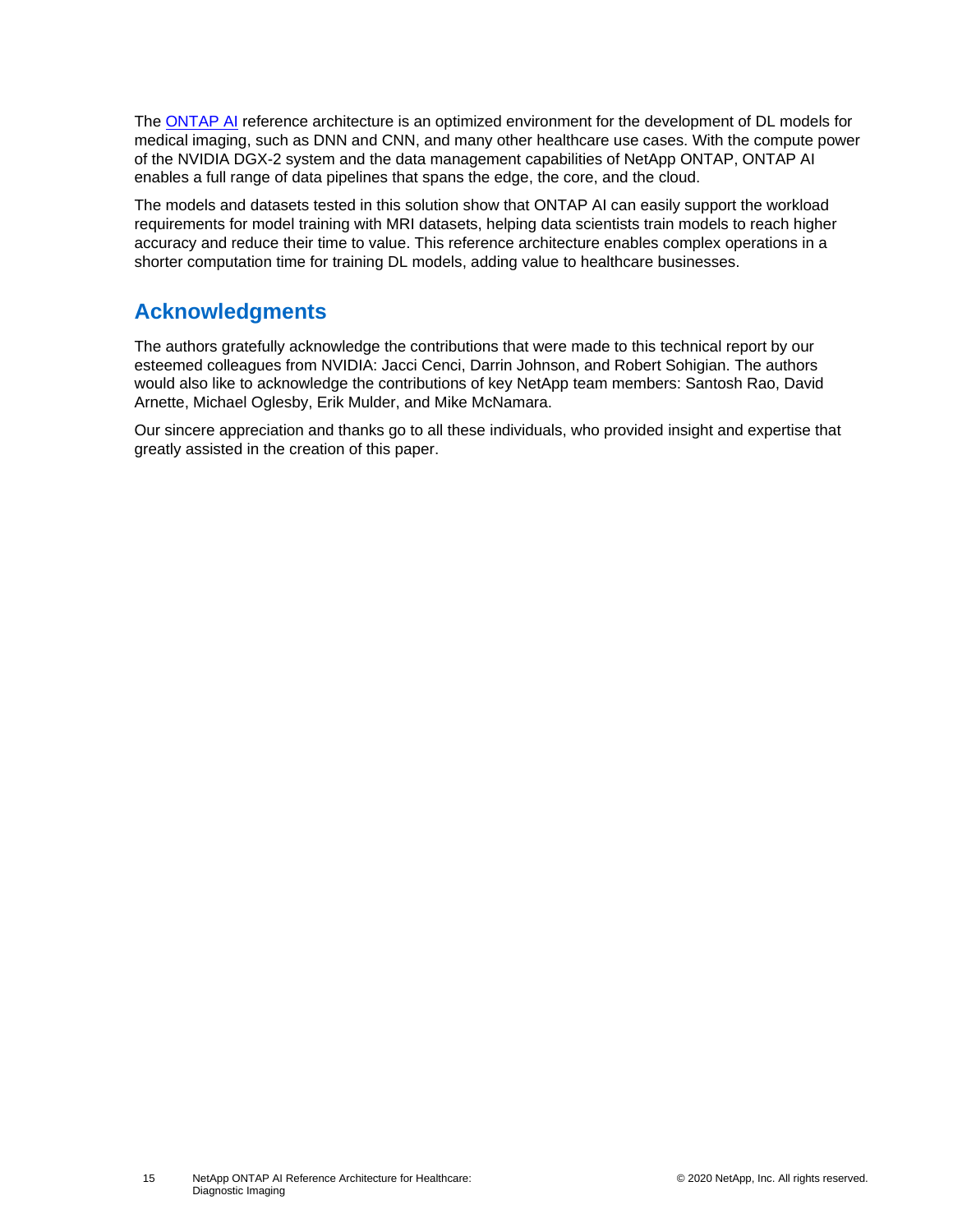The [ONTAP AI](https://www.netapp.com/ai) reference architecture is an optimized environment for the development of DL models for medical imaging, such as DNN and CNN, and many other healthcare use cases. With the compute power of the NVIDIA DGX-2 system and the data management capabilities of NetApp ONTAP, ONTAP AI enables a full range of data pipelines that spans the edge, the core, and the cloud.

The models and datasets tested in this solution show that ONTAP AI can easily support the workload requirements for model training with MRI datasets, helping data scientists train models to reach higher accuracy and reduce their time to value. This reference architecture enables complex operations in a shorter computation time for training DL models, adding value to healthcare businesses.

## Acknowledgments

The authors gratefully acknowledge the contributions that were made to this technical report by our esteemed colleagues from NVIDIA: Jacci Cenci, Darrin Johnson, and Robert Sohigian. The authors would also like to acknowledge the contributions of key NetApp team members: Santosh Rao, David Arnette, Michael Oglesby, Erik Mulder, and Mike McNamara.

Our sincere appreciation and thanks go to all these individuals, who provided insight and expertise that greatly assisted in the creation of this paper.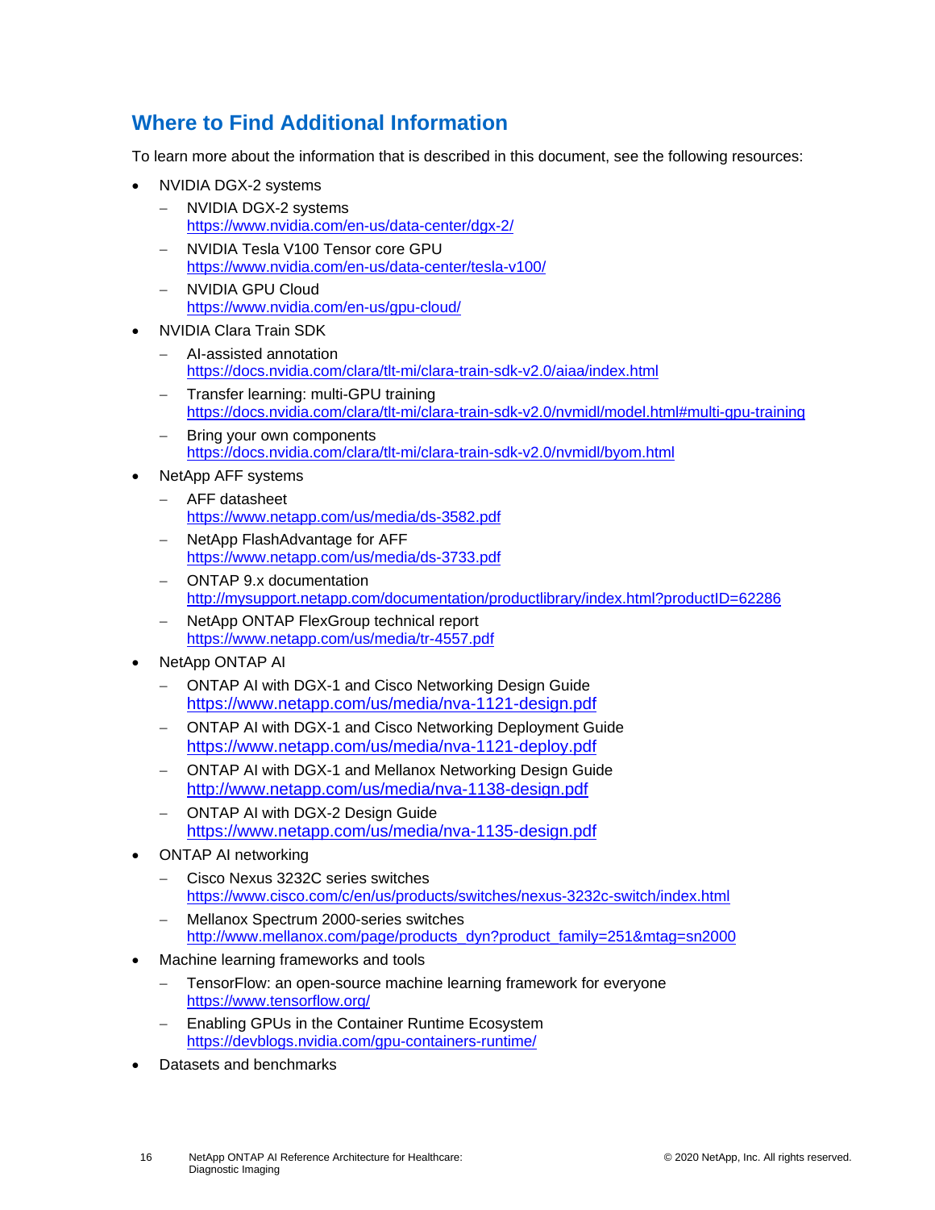## Where to Find Additional Information

To learn more about the information that is described in this document, see the following resources:

- NVIDIA DGX-2 systems
  - NVIDIA DGX-2 systems
    https://www.nvidia.com/en-us/data-center/dgx-2/
  - NVIDIA Tesla V100 Tensor core GPU
    https://www.nvidia.com/en-us/data-center/tesla-v100/
  - NVIDIA GPU Cloud
    https://www.nvidia.com/en-us/gpu-cloud/
- NVIDIA Clara Train SDK
  - AI-assisted annotation
    https://docs.nvidia.com/clara/tlt-mi/clara-train-sdk-v2.0/aiaa/index.html
  - Transfer learning: multi-GPU training
    https://docs.nvidia.com/clara/tlt-mi/clara-train-sdk-v2.0/nvmidl/model.html#multi-gpu-training
  - Bring your own components
    https://docs.nvidia.com/clara/tlt-mi/clara-train-sdk-v2.0/nvmidl/byom.html
- NetApp AFF systems
  - AFF datasheet
    https://www.netapp.com/us/media/ds-3582.pdf
  - NetApp FlashAdvantage for AFF
    https://www.netapp.com/us/media/ds-3733.pdf
  - ONTAP 9.x documentation
    http://mysupport.netapp.com/documentation/productlibrary/index.html?productID=62286
  - NetApp ONTAP FlexGroup technical report
    https://www.netapp.com/us/media/tr-4557.pdf
- NetApp ONTAP AI
  - ONTAP AI with DGX-1 and Cisco Networking Design Guide
    https://www.netapp.com/us/media/nva-1121-design.pdf
  - ONTAP AI with DGX-1 and Cisco Networking Deployment Guide
    https://www.netapp.com/us/media/nva-1121-deploy.pdf
  - ONTAP AI with DGX-1 and Mellanox Networking Design Guide
    http://www.netapp.com/us/media/nva-1138-design.pdf
  - ONTAP AI with DGX-2 Design Guide
    https://www.netapp.com/us/media/nva-1135-design.pdf
- ONTAP AI networking
  - Cisco Nexus 3232C series switches
    https://www.cisco.com/c/en/us/products/switches/nexus-3232c-switch/index.html
  - Mellanox Spectrum 2000-series switches
    http://www.mellanox.com/page/products_dyn?product_family=251&mtag=sn2000
- Machine learning frameworks and tools
  - TensorFlow: an open-source machine learning framework for everyone
    https://www.tensorflow.org/
  - Enabling GPUs in the Container Runtime Ecosystem
    https://devblogs.nvidia.com/gpu-containers-runtime/
- Datasets and benchmarks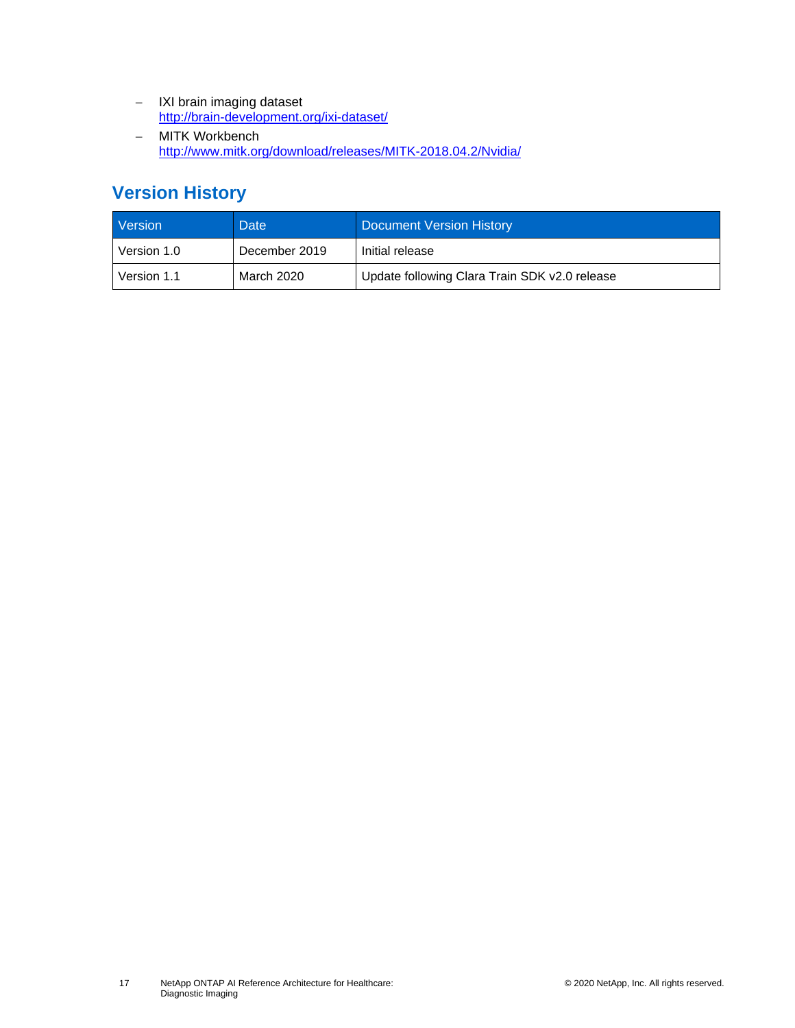- IXI brain imaging dataset
  http://brain-development.org/ixi-dataset/
- MITK Workbench
  http://www.mitk.org/download/releases/MITK-2018.04.2/Nvidia/

## Version History

| Version | Date | Document Version History |
|---|---|---|
| Version 1.0 | December 2019 | Initial release |
| Version 1.1 | March 2020 | Update following Clara Train SDK v2.0 release |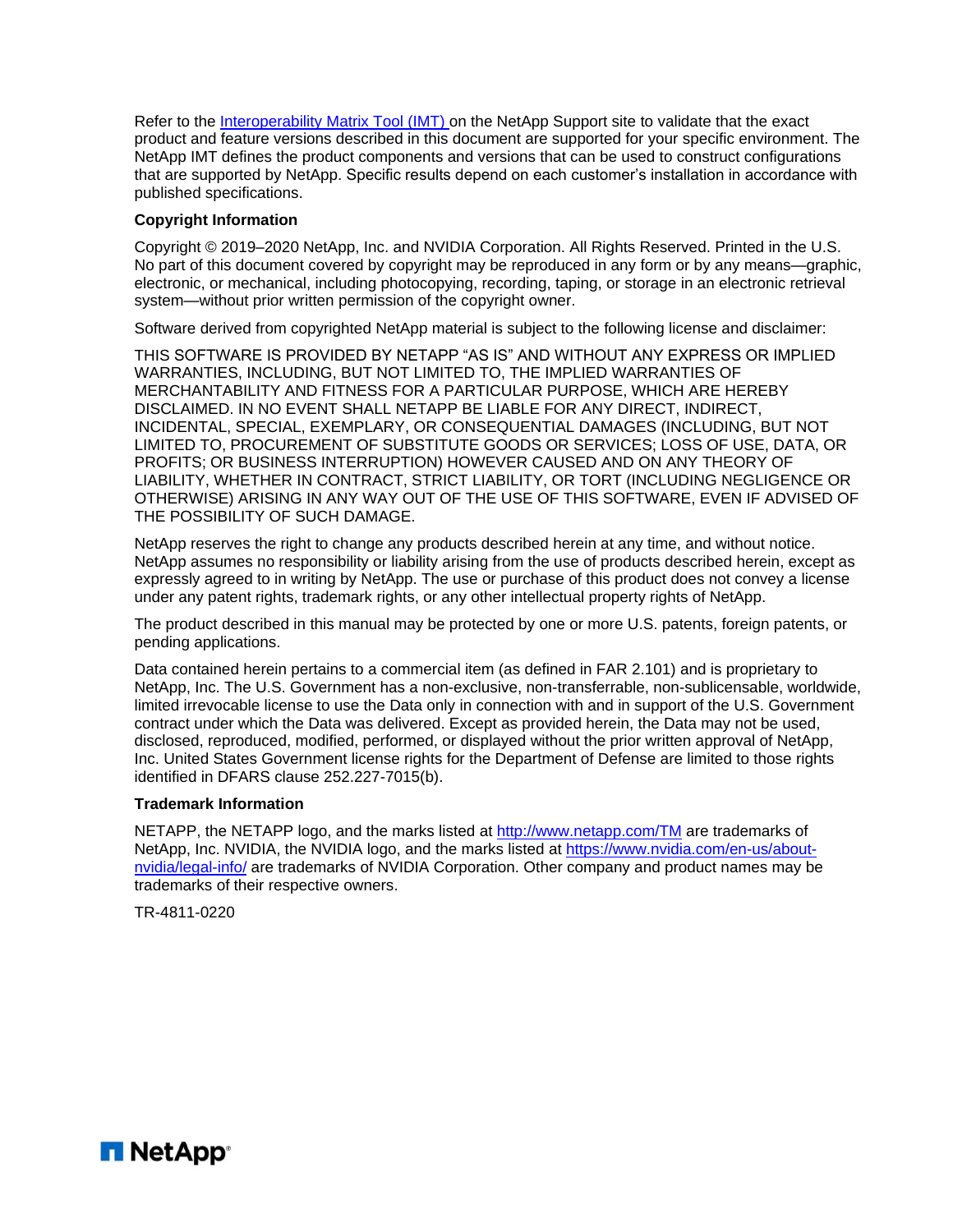Refer to the [Interoperability Matrix Tool (IMT)](#) on the NetApp Support site to validate that the exact product and feature versions described in this document are supported for your specific environment. The NetApp IMT defines the product components and versions that can be used to construct configurations that are supported by NetApp. Specific results depend on each customer's installation in accordance with published specifications.

**Copyright Information**

Copyright © 2019–2020 NetApp, Inc. and NVIDIA Corporation. All Rights Reserved. Printed in the U.S. No part of this document covered by copyright may be reproduced in any form or by any means—graphic, electronic, or mechanical, including photocopying, recording, taping, or storage in an electronic retrieval system—without prior written permission of the copyright owner.

Software derived from copyrighted NetApp material is subject to the following license and disclaimer:

THIS SOFTWARE IS PROVIDED BY NETAPP "AS IS" AND WITHOUT ANY EXPRESS OR IMPLIED WARRANTIES, INCLUDING, BUT NOT LIMITED TO, THE IMPLIED WARRANTIES OF MERCHANTABILITY AND FITNESS FOR A PARTICULAR PURPOSE, WHICH ARE HEREBY DISCLAIMED. IN NO EVENT SHALL NETAPP BE LIABLE FOR ANY DIRECT, INDIRECT, INCIDENTAL, SPECIAL, EXEMPLARY, OR CONSEQUENTIAL DAMAGES (INCLUDING, BUT NOT LIMITED TO, PROCUREMENT OF SUBSTITUTE GOODS OR SERVICES; LOSS OF USE, DATA, OR PROFITS; OR BUSINESS INTERRUPTION) HOWEVER CAUSED AND ON ANY THEORY OF LIABILITY, WHETHER IN CONTRACT, STRICT LIABILITY, OR TORT (INCLUDING NEGLIGENCE OR OTHERWISE) ARISING IN ANY WAY OUT OF THE USE OF THIS SOFTWARE, EVEN IF ADVISED OF THE POSSIBILITY OF SUCH DAMAGE.

NetApp reserves the right to change any products described herein at any time, and without notice. NetApp assumes no responsibility or liability arising from the use of products described herein, except as expressly agreed to in writing by NetApp. The use or purchase of this product does not convey a license under any patent rights, trademark rights, or any other intellectual property rights of NetApp.

The product described in this manual may be protected by one or more U.S. patents, foreign patents, or pending applications.

Data contained herein pertains to a commercial item (as defined in FAR 2.101) and is proprietary to NetApp, Inc. The U.S. Government has a non-exclusive, non-transferrable, non-sublicensable, worldwide, limited irrevocable license to use the Data only in connection with and in support of the U.S. Government contract under which the Data was delivered. Except as provided herein, the Data may not be used, disclosed, reproduced, modified, performed, or displayed without the prior written approval of NetApp, Inc. United States Government license rights for the Department of Defense are limited to those rights identified in DFARS clause 252.227-7015(b).

**Trademark Information**

NETAPP, the NETAPP logo, and the marks listed at http://www.netapp.com/TM are trademarks of NetApp, Inc. NVIDIA, the NVIDIA logo, and the marks listed at https://www.nvidia.com/en-us/about-nvidia/legal-info/ are trademarks of NVIDIA Corporation. Other company and product names may be trademarks of their respective owners.

TR-4811-0220